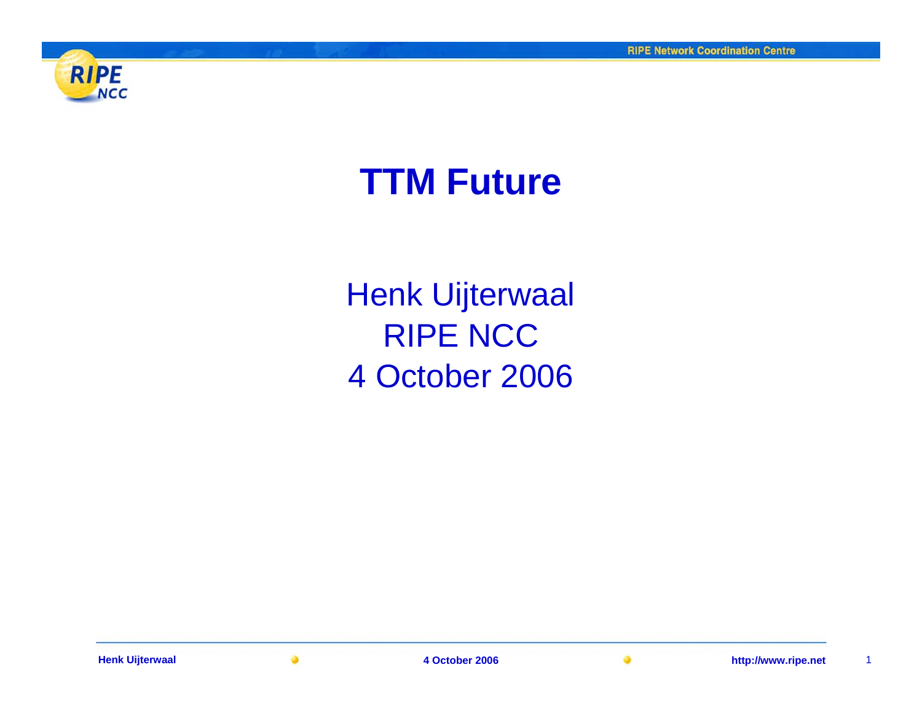# TTM Future

Henk Uijterwaal

RIPE NCC

4 October 2006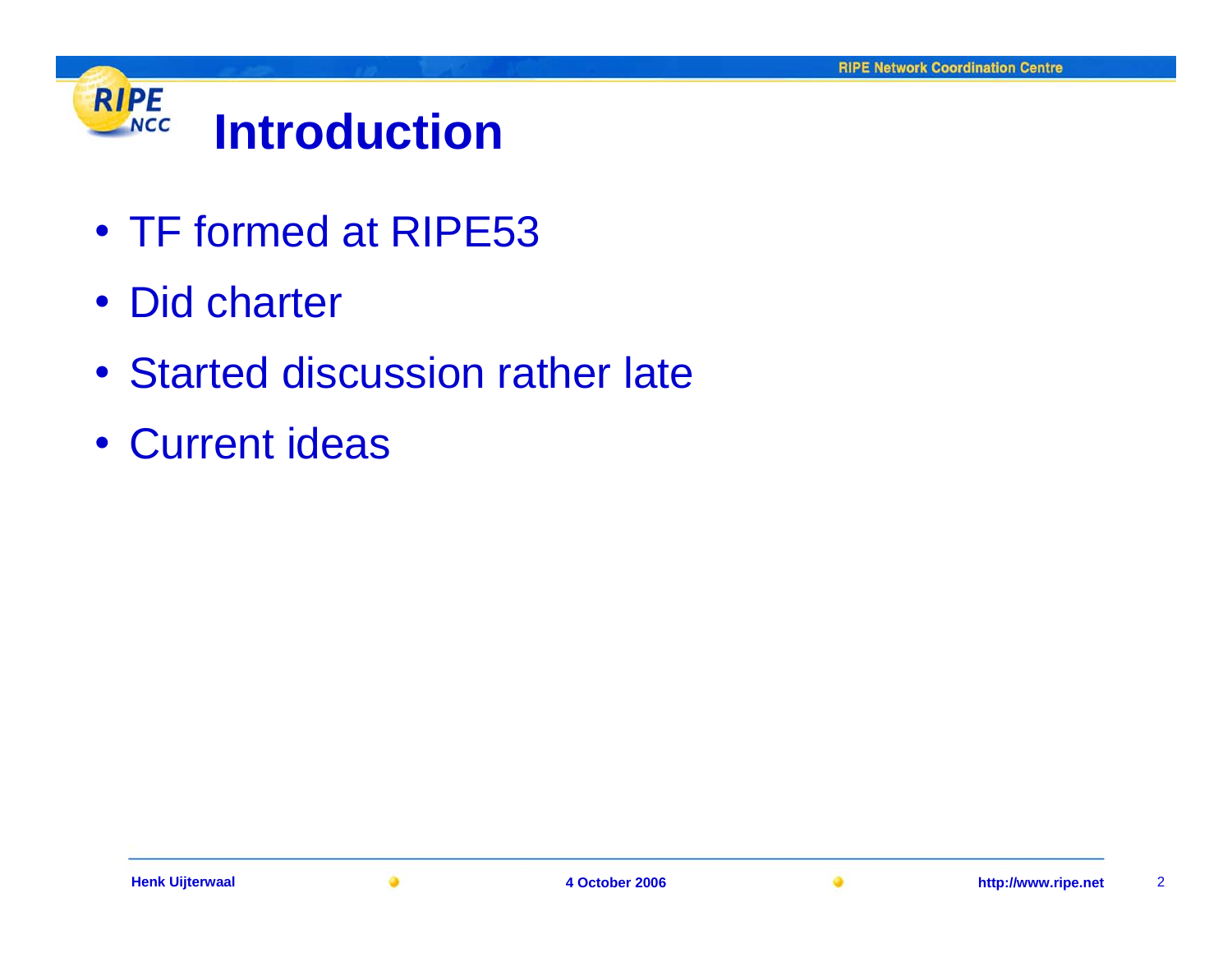# Introduction

- TF formed at RIPE53
- Did charter
- Started discussion rather late
- Current ideas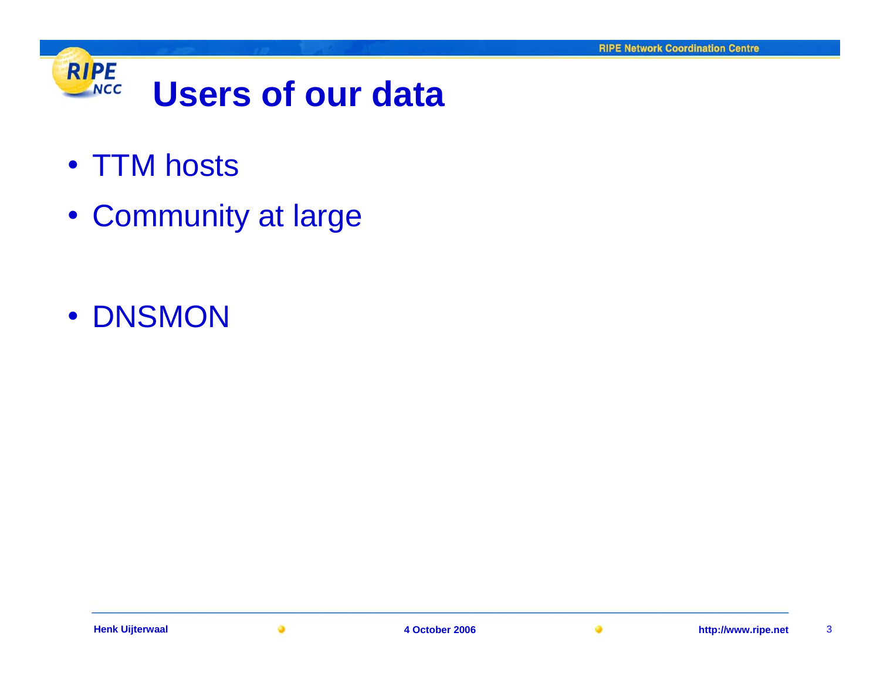# Users of our data

- TTM hosts
- Community at large

- DNSMON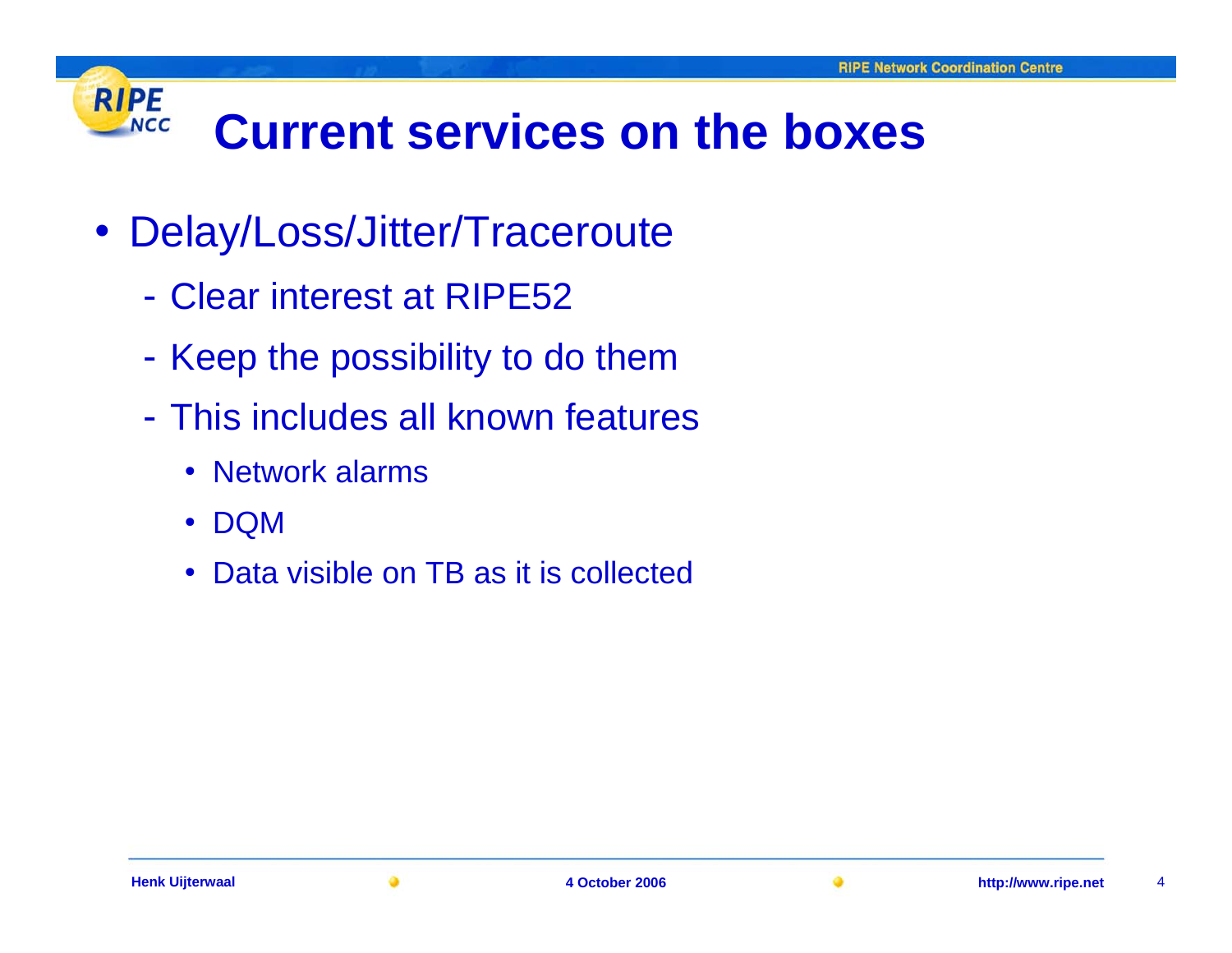# Current services on the boxes

- Delay/Loss/Jitter/Traceroute
  - Clear interest at RIPE52
  - Keep the possibility to do them
  - This includes all known features
    - Network alarms
    - DQM
    - Data visible on TB as it is collected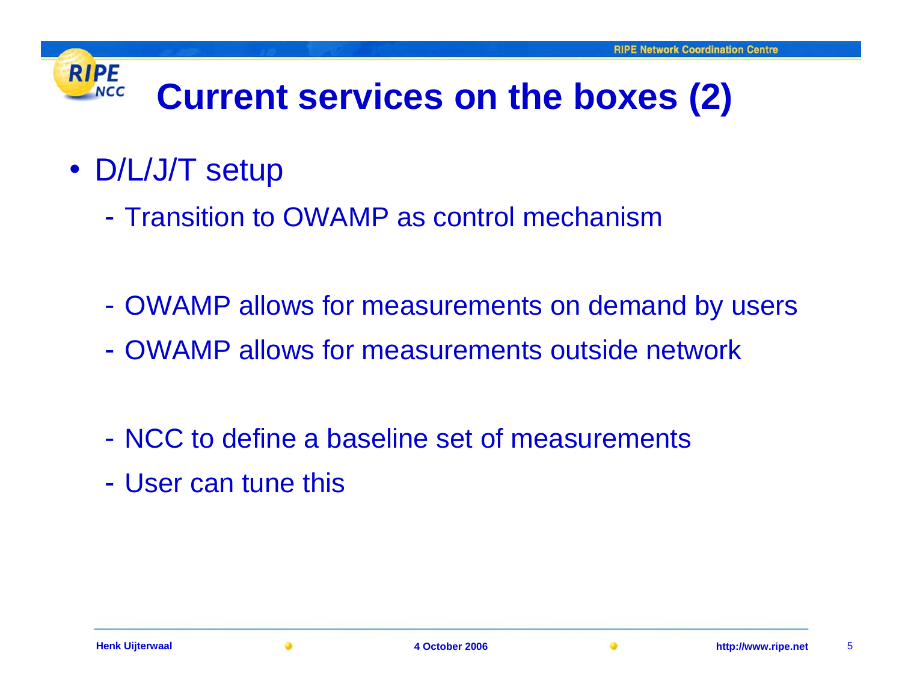# Current services on the boxes (2)

- D/L/J/T setup
  - Transition to OWAMP as control mechanism

  - OWAMP allows for measurements on demand by users
  - OWAMP allows for measurements outside network

  - NCC to define a baseline set of measurements
  - User can tune this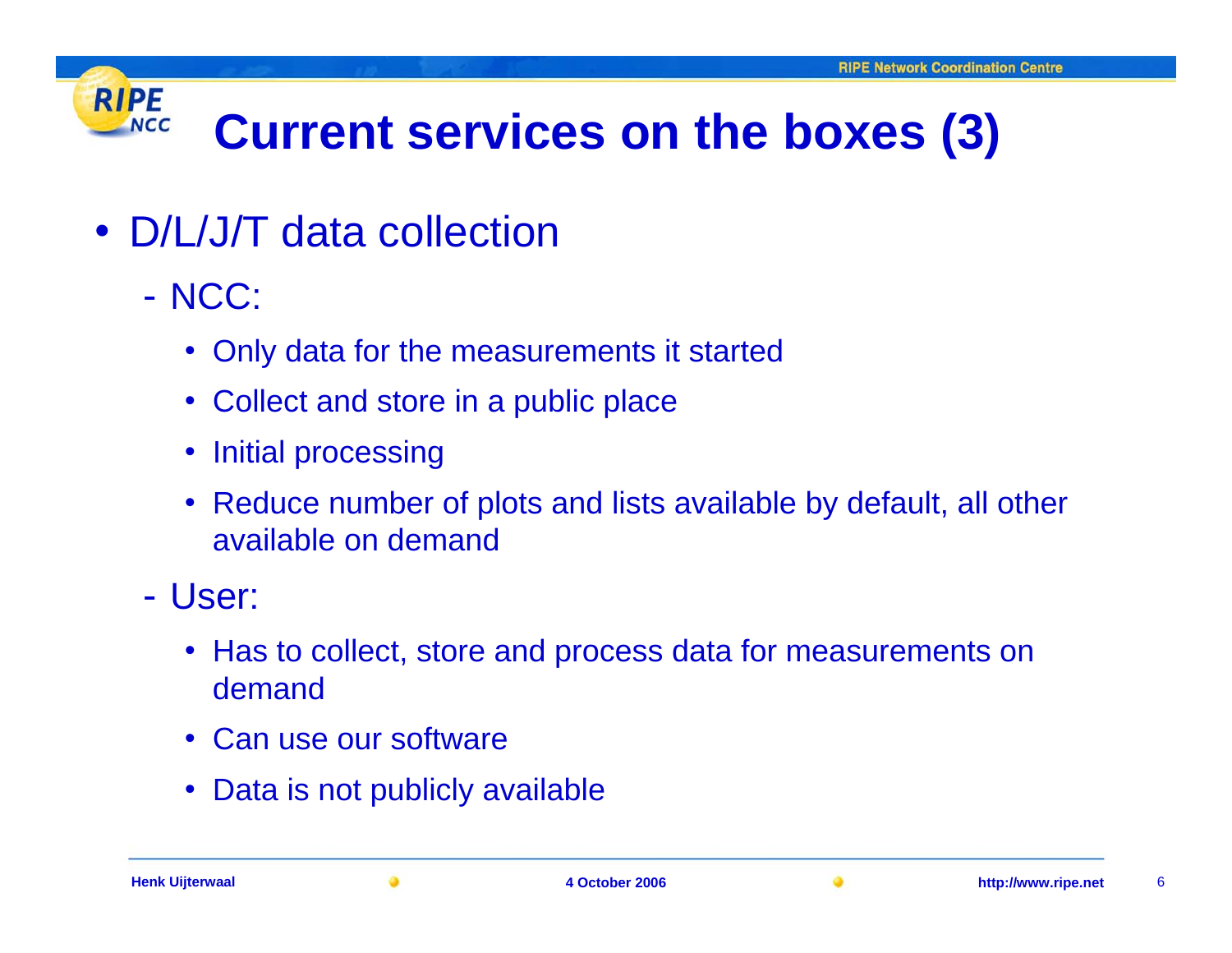# Current services on the boxes (3)

- D/L/J/T data collection
  - NCC:
    - Only data for the measurements it started
    - Collect and store in a public place
    - Initial processing
    - Reduce number of plots and lists available by default, all other available on demand
  - User:
    - Has to collect, store and process data for measurements on demand
    - Can use our software
    - Data is not publicly available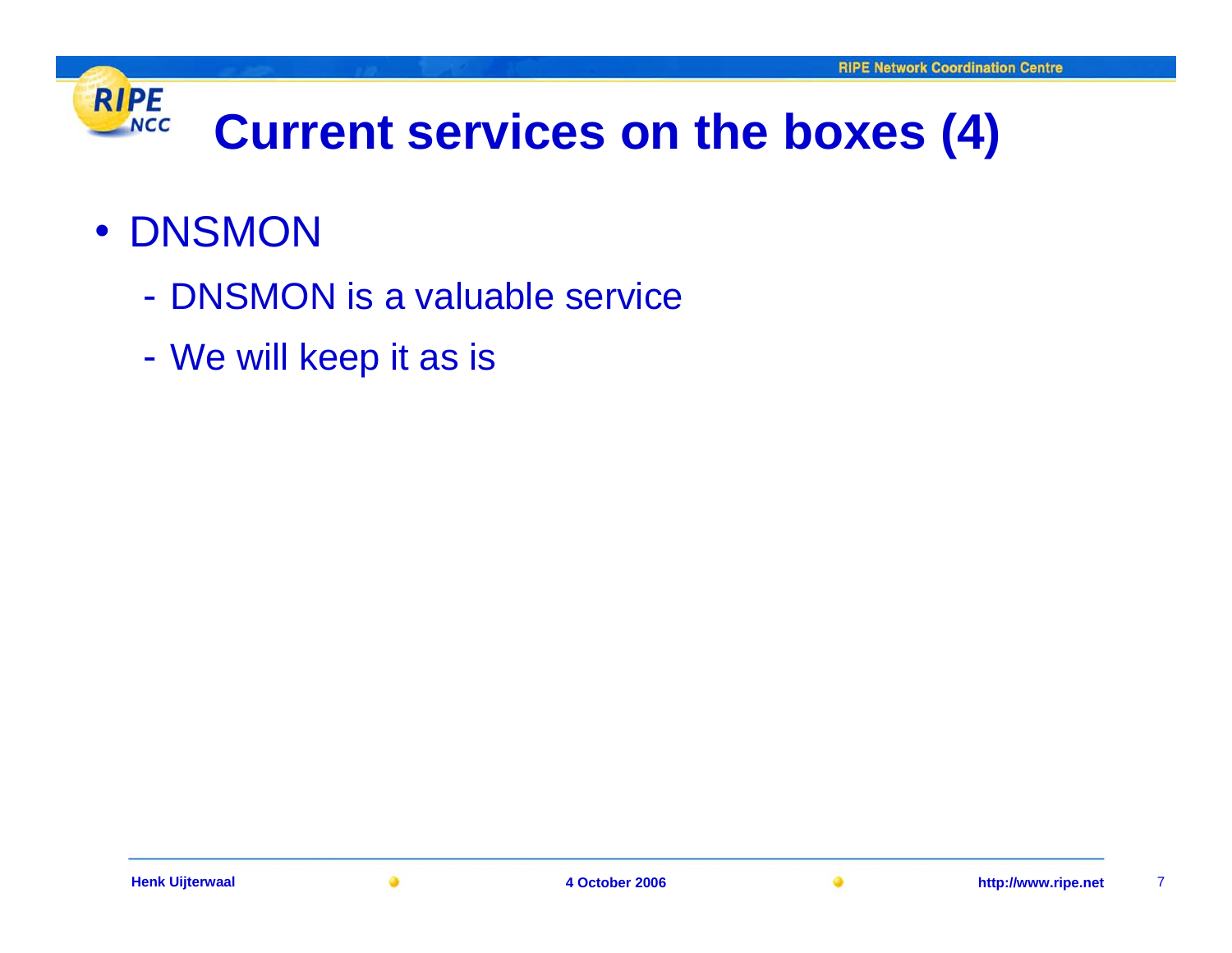# Current services on the boxes (4)

- DNSMON
  - DNSMON is a valuable service
  - We will keep it as is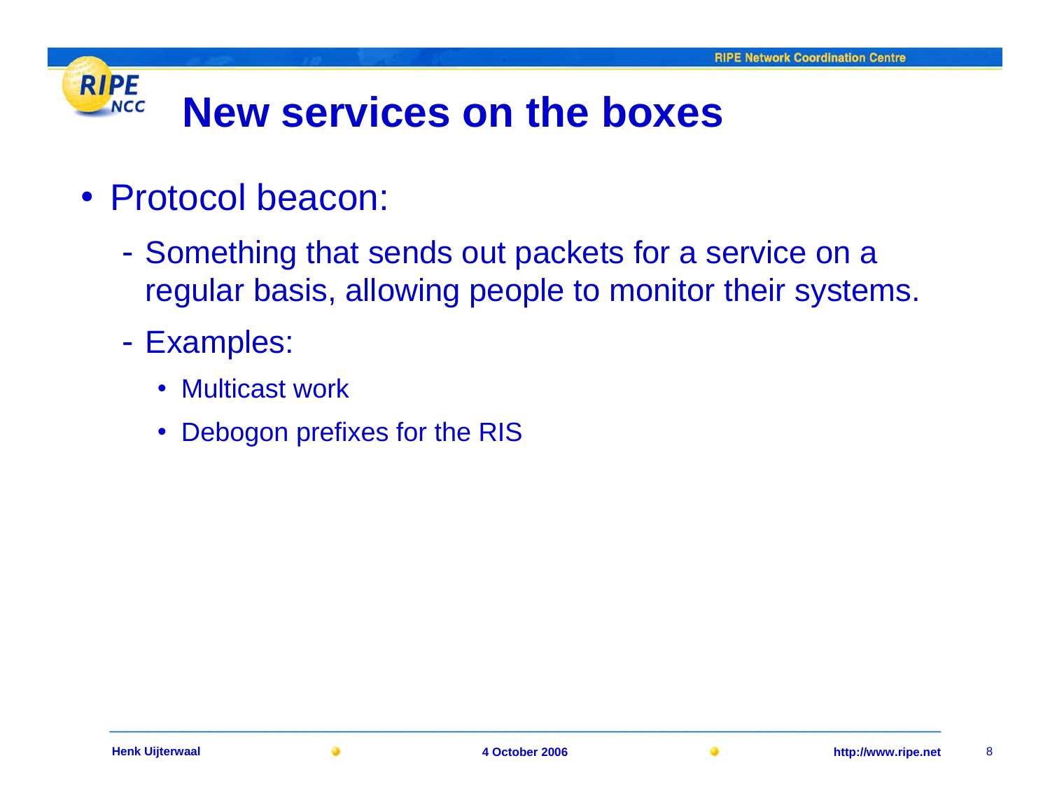# New services on the boxes

- Protocol beacon:
  - Something that sends out packets for a service on a regular basis, allowing people to monitor their systems.
  - Examples:
    - Multicast work
    - Debogon prefixes for the RIS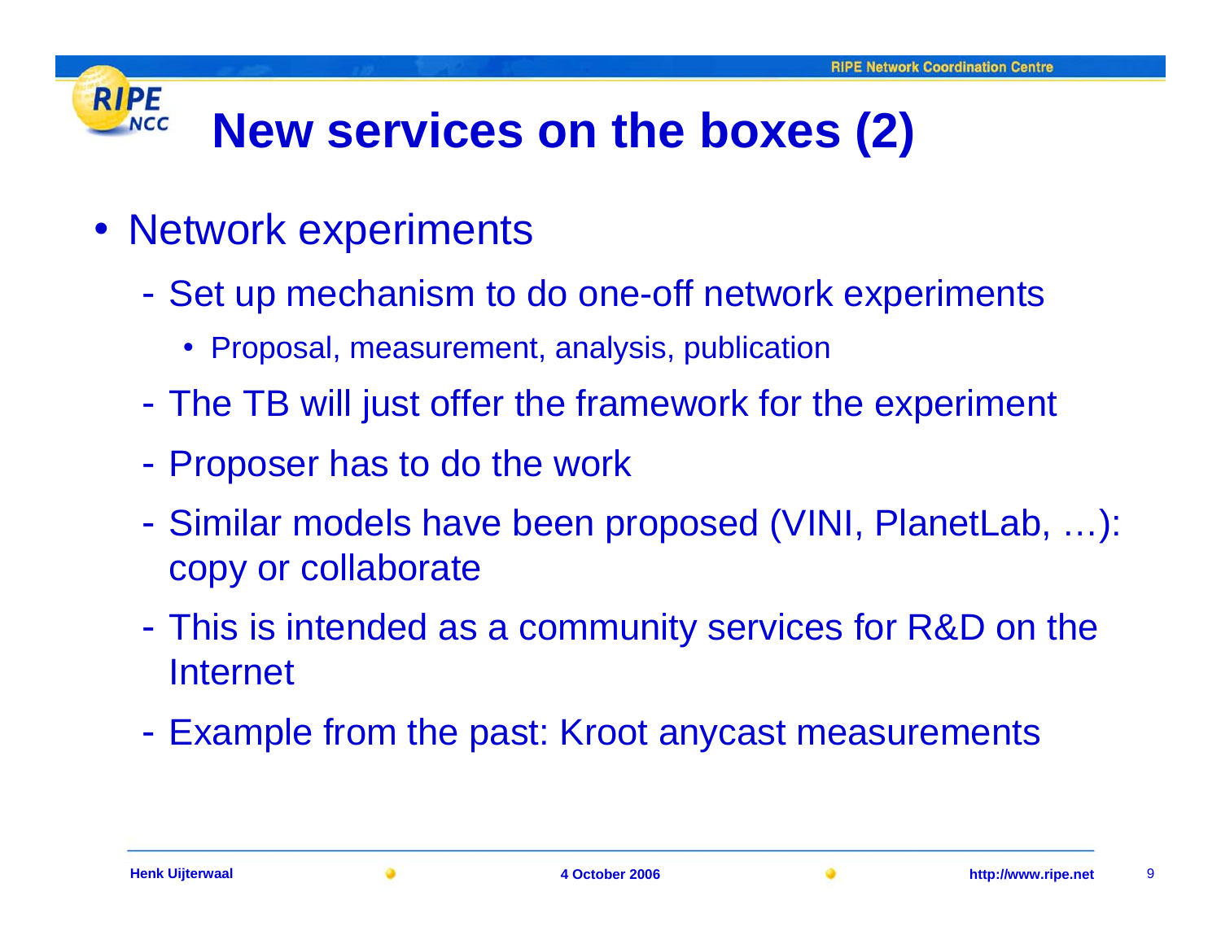# New services on the boxes (2)

- Network experiments
  - Set up mechanism to do one-off network experiments
    - Proposal, measurement, analysis, publication
  - The TB will just offer the framework for the experiment
  - Proposer has to do the work
  - Similar models have been proposed (VINI, PlanetLab, …): copy or collaborate
  - This is intended as a community services for R&D on the Internet
  - Example from the past: Kroot anycast measurements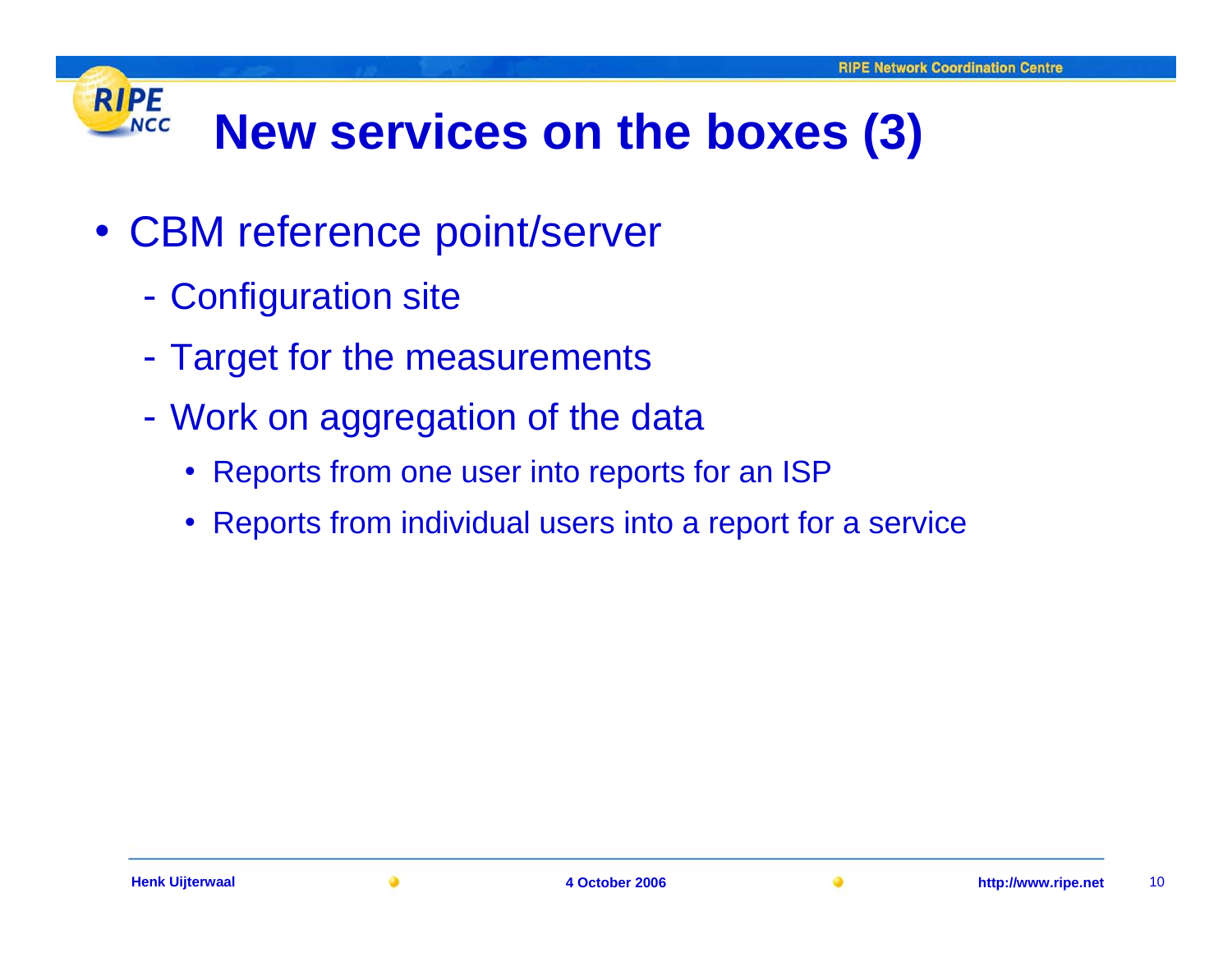# New services on the boxes (3)

- CBM reference point/server
  - Configuration site
  - Target for the measurements
  - Work on aggregation of the data
    - Reports from one user into reports for an ISP
    - Reports from individual users into a report for a service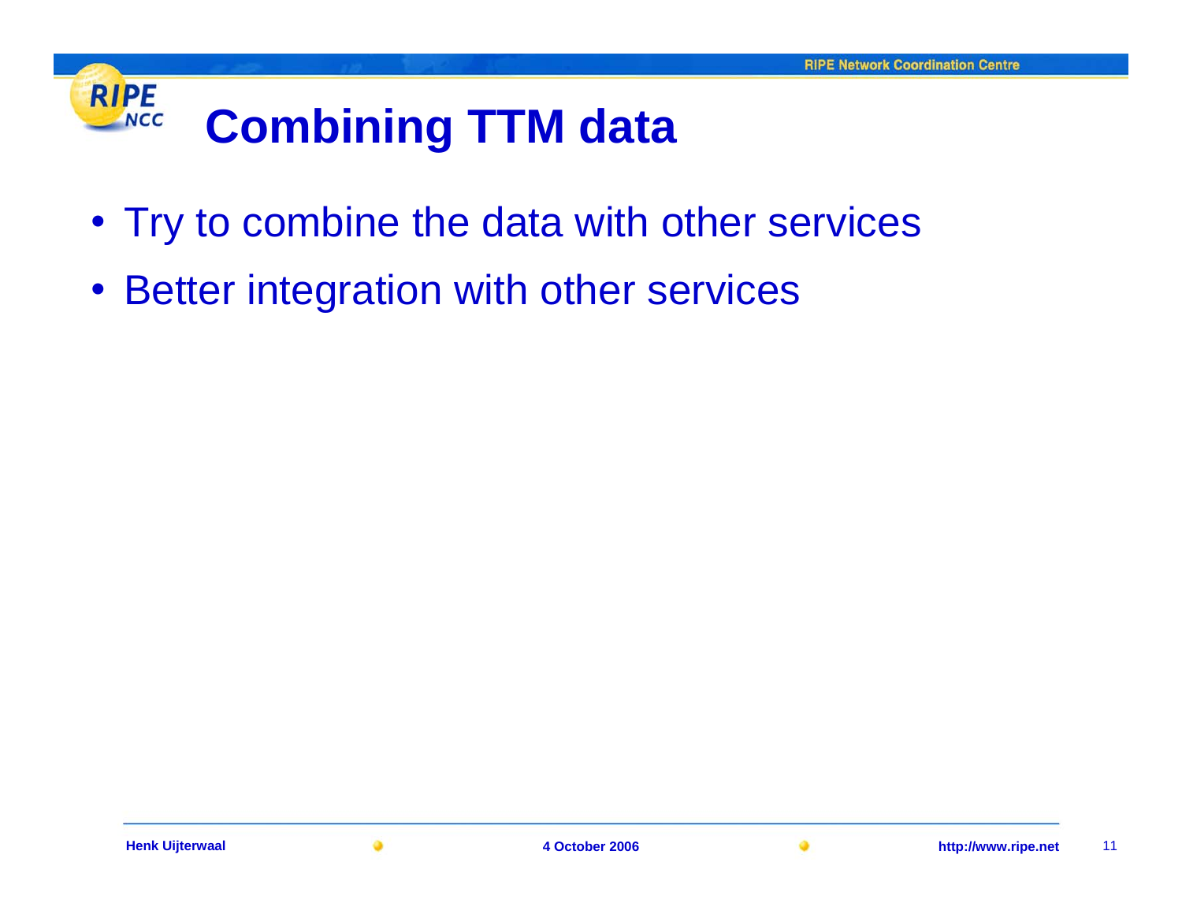# Combining TTM data

- Try to combine the data with other services
- Better integration with other services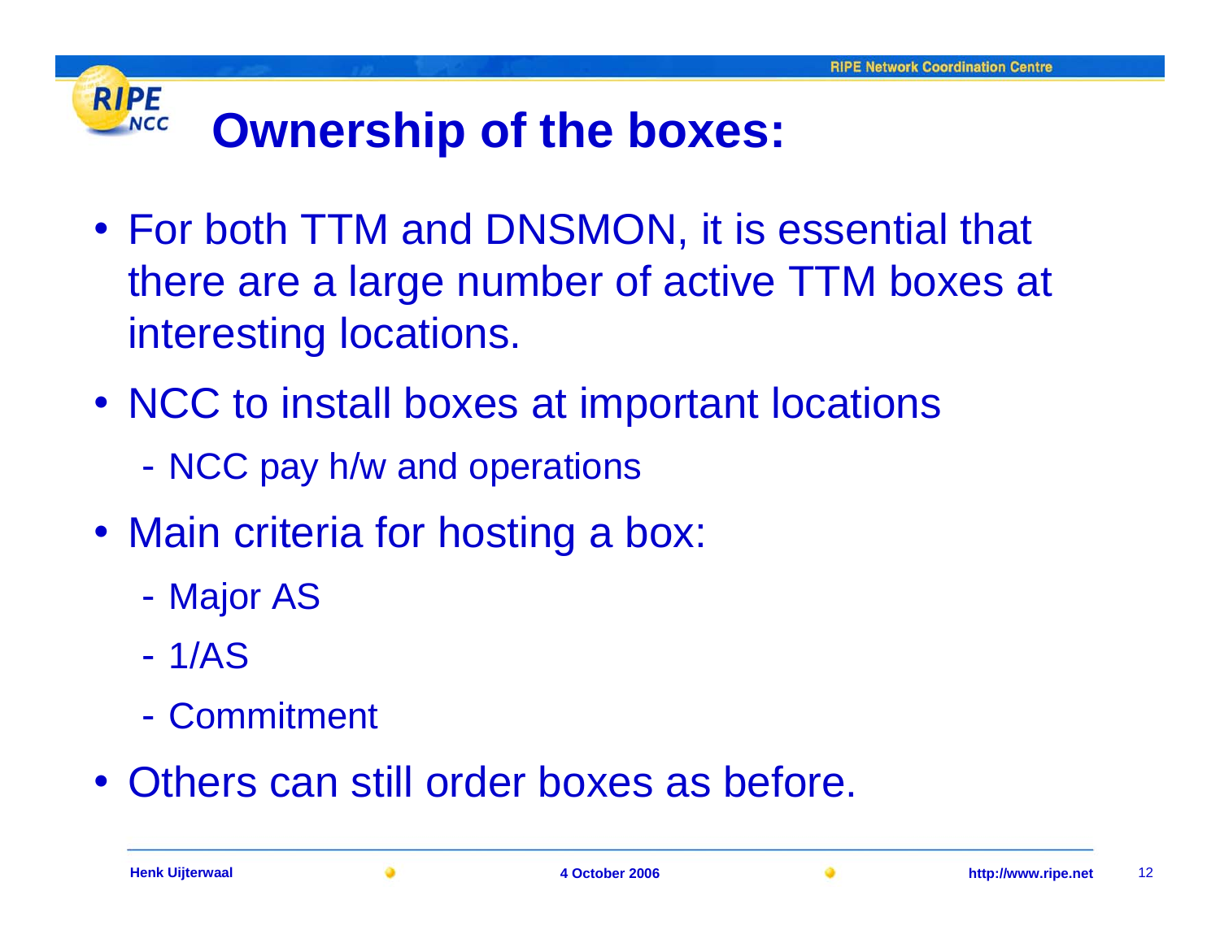# Ownership of the boxes:

- For both TTM and DNSMON, it is essential that there are a large number of active TTM boxes at interesting locations.
- NCC to install boxes at important locations
  - NCC pay h/w and operations
- Main criteria for hosting a box:
  - Major AS
  - 1/AS
  - Commitment
- Others can still order boxes as before.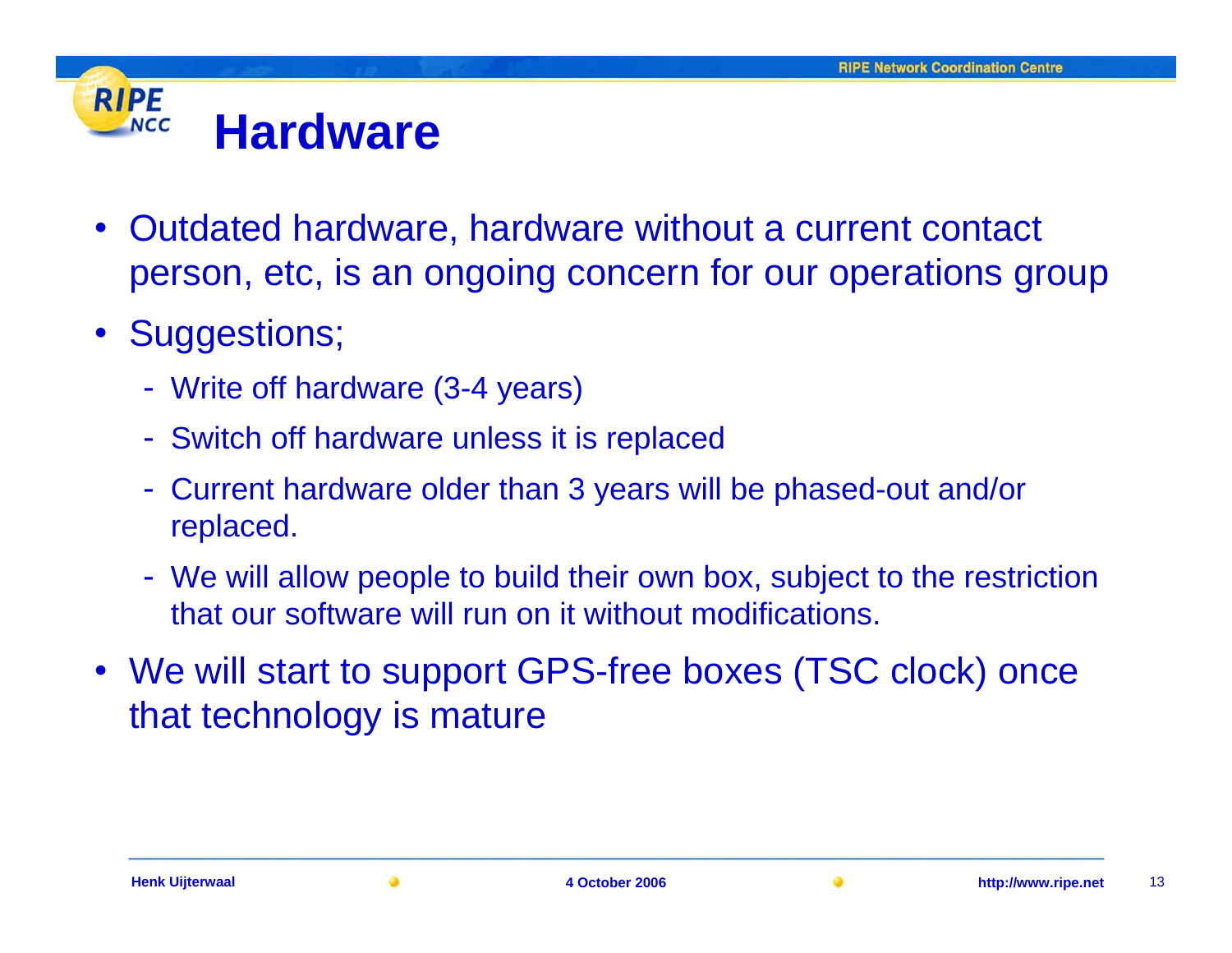# Hardware

- Outdated hardware, hardware without a current contact person, etc, is an ongoing concern for our operations group
- Suggestions;
  - Write off hardware (3-4 years)
  - Switch off hardware unless it is replaced
  - Current hardware older than 3 years will be phased-out and/or replaced.
  - We will allow people to build their own box, subject to the restriction that our software will run on it without modifications.
- We will start to support GPS-free boxes (TSC clock) once that technology is mature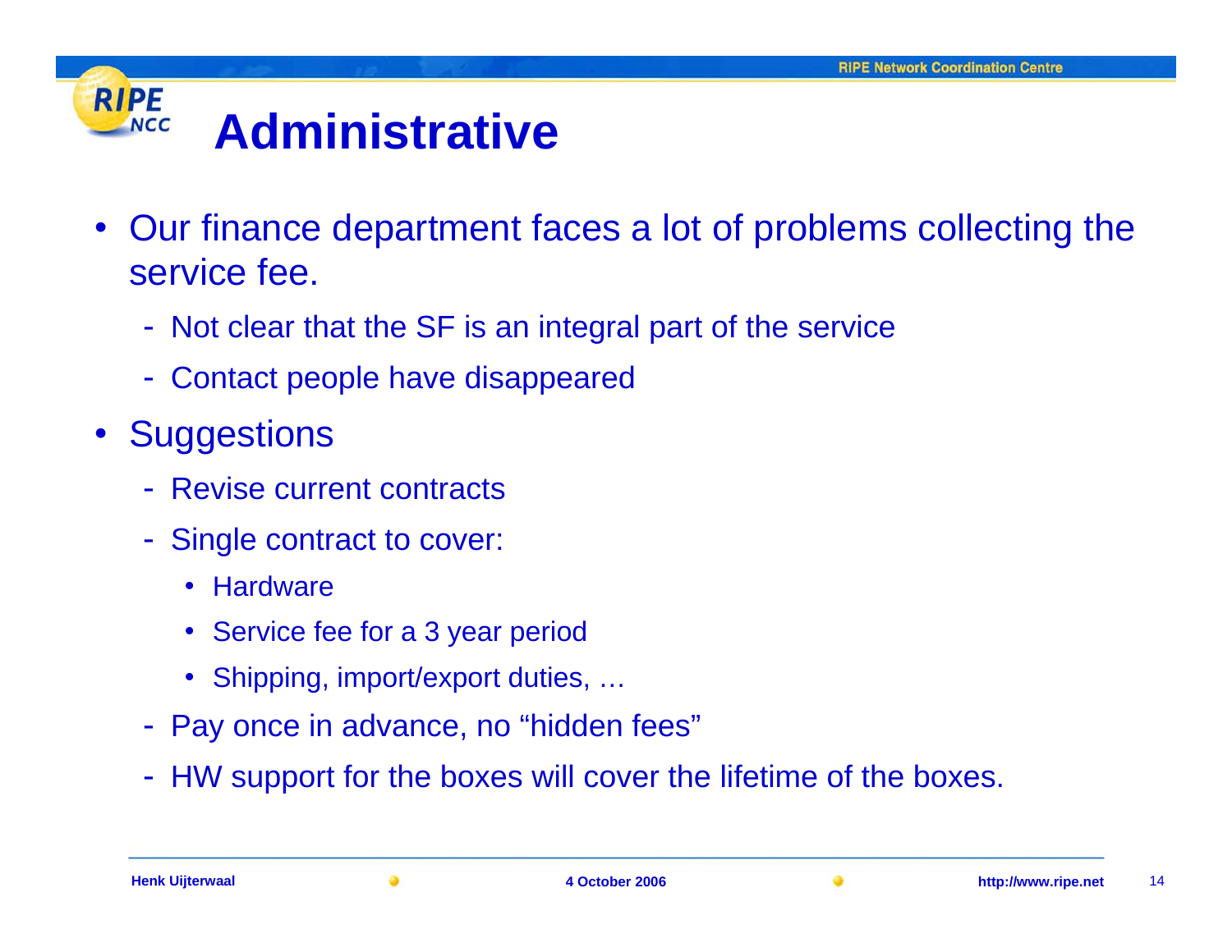# Administrative

- Our finance department faces a lot of problems collecting the service fee.
  - Not clear that the SF is an integral part of the service
  - Contact people have disappeared
- Suggestions
  - Revise current contracts
  - Single contract to cover:
    - Hardware
    - Service fee for a 3 year period
    - Shipping, import/export duties, …
  - Pay once in advance, no “hidden fees”
  - HW support for the boxes will cover the lifetime of the boxes.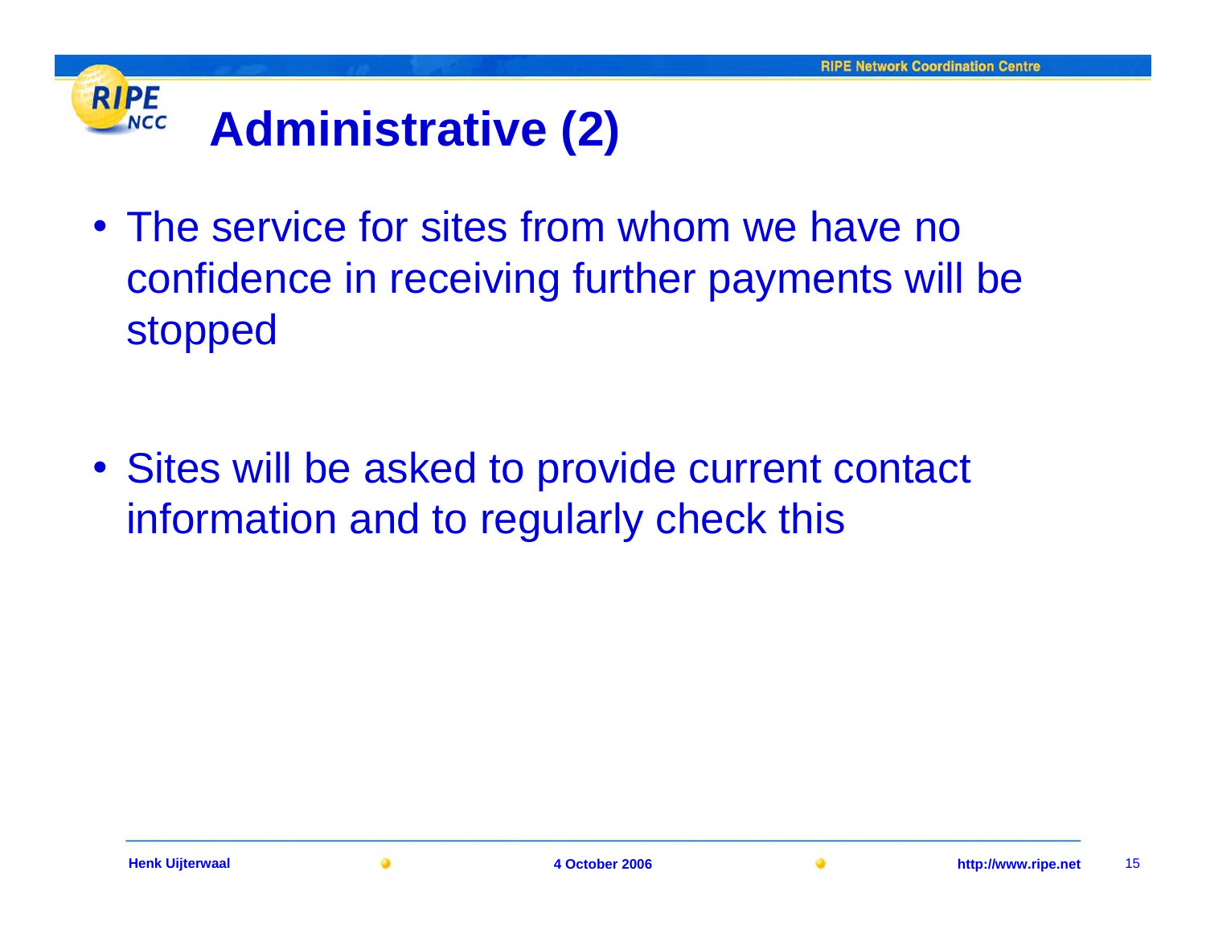# Administrative (2)

- The service for sites from whom we have no confidence in receiving further payments will be stopped

- Sites will be asked to provide current contact information and to regularly check this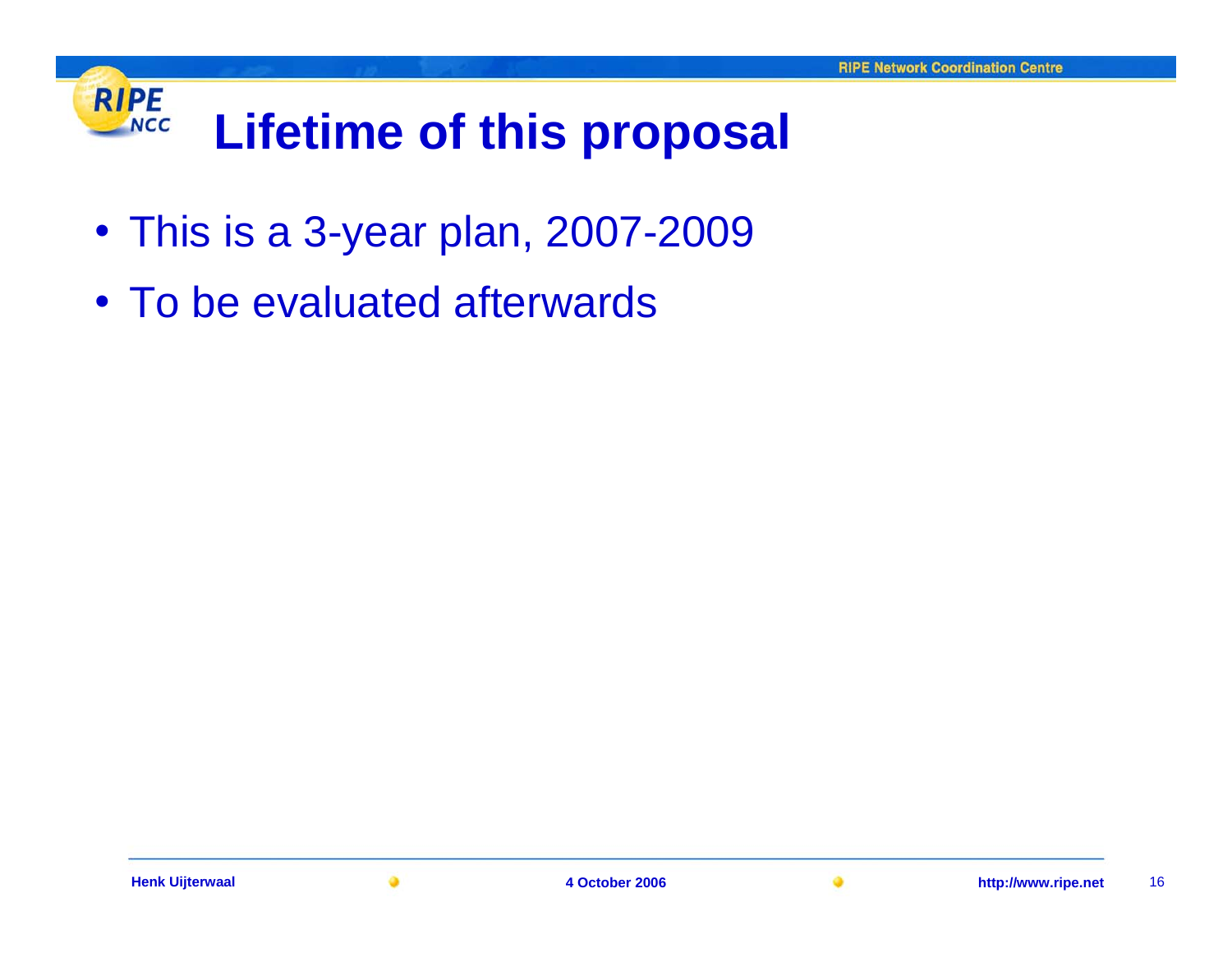# Lifetime of this proposal

- This is a 3-year plan, 2007-2009
- To be evaluated afterwards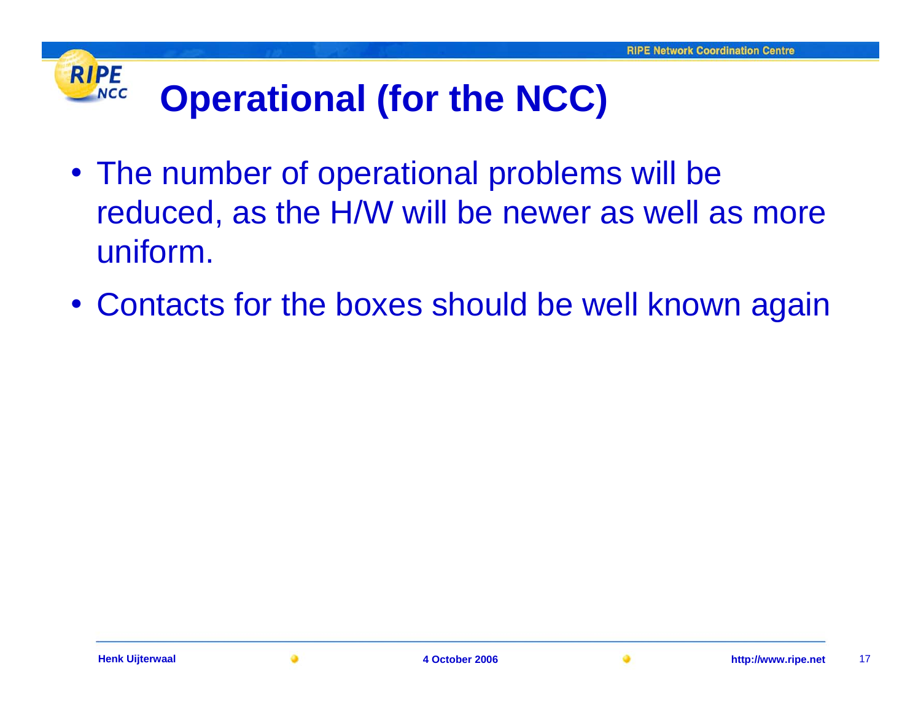# Operational (for the NCC)

- The number of operational problems will be reduced, as the H/W will be newer as well as more uniform.
- Contacts for the boxes should be well known again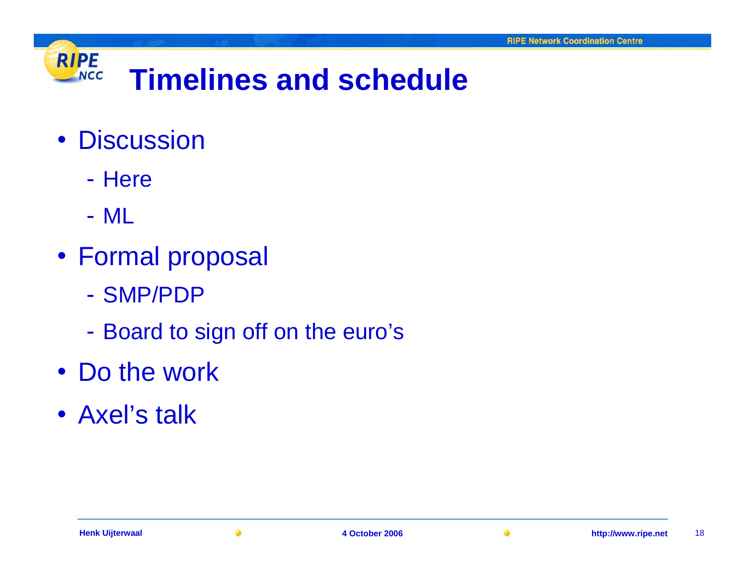# Timelines and schedule

- Discussion
  - Here
  - ML
- Formal proposal
  - SMP/PDP
  - Board to sign off on the euro’s
- Do the work
- Axel’s talk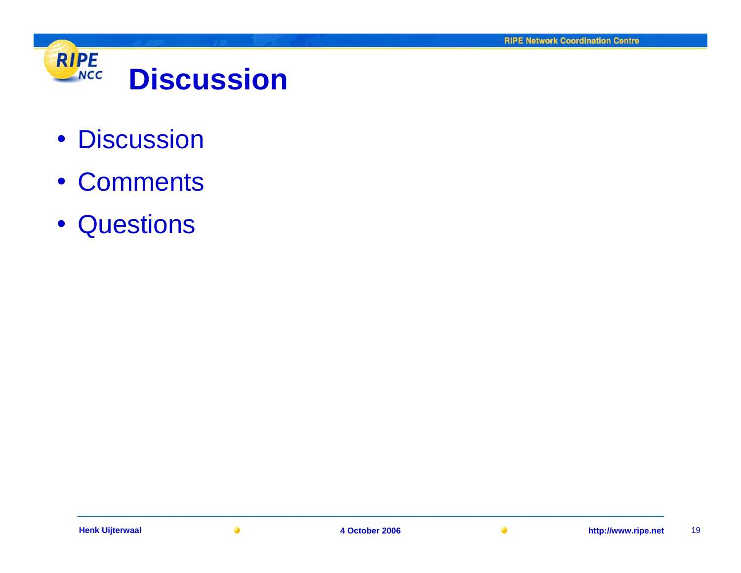# Discussion

- Discussion
- Comments
- Questions